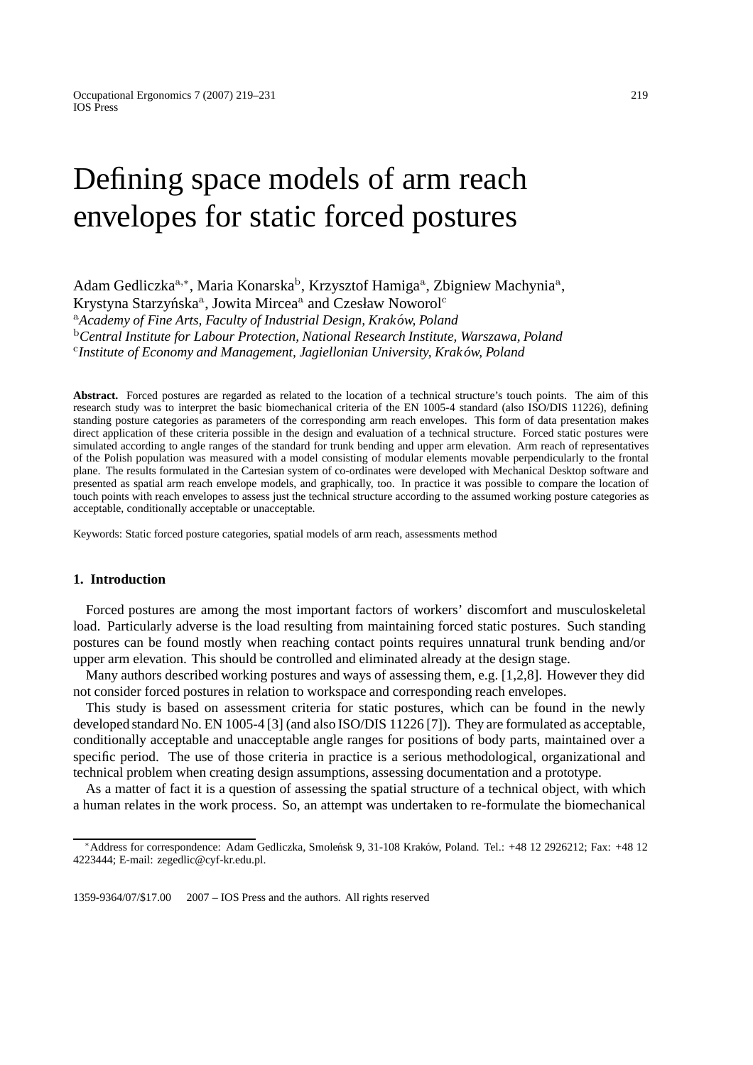# Defining space models of arm reach envelopes for static forced postures

Adam Gedliczka[a,*], Maria Konarska[b], Krzysztof Hamiga[a], Zbigniew Machynia[a], Krystyna Starzyńska[a], Jowita Mircea[a] and Czesław Noworol[c]

[a]*Academy of Fine Arts, Faculty of Industrial Design, Kraków, Poland*
[b]*Central Institute for Labour Protection, National Research Institute, Warszawa, Poland*
[c]*Institute of Economy and Management, Jagiellonian University, Kraków, Poland*

**Abstract.** Forced postures are regarded as related to the location of a technical structure's touch points. The aim of this research study was to interpret the basic biomechanical criteria of the EN 1005-4 standard (also ISO/DIS 11226), defining standing posture categories as parameters of the corresponding arm reach envelopes. This form of data presentation makes direct application of these criteria possible in the design and evaluation of a technical structure. Forced static postures were simulated according to angle ranges of the standard for trunk bending and upper arm elevation. Arm reach of representatives of the Polish population was measured with a model consisting of modular elements movable perpendicularly to the frontal plane. The results formulated in the Cartesian system of co-ordinates were developed with Mechanical Desktop software and presented as spatial arm reach envelope models, and graphically, too. In practice it was possible to compare the location of touch points with reach envelopes to assess just the technical structure according to the assumed working posture categories as acceptable, conditionally acceptable or unacceptable.

Keywords: Static forced posture categories, spatial models of arm reach, assessments method

## 1. Introduction

Forced postures are among the most important factors of workers' discomfort and musculoskeletal load. Particularly adverse is the load resulting from maintaining forced static postures. Such standing postures can be found mostly when reaching contact points requires unnatural trunk bending and/or upper arm elevation. This should be controlled and eliminated already at the design stage.

Many authors described working postures and ways of assessing them, e.g. [1,2,8]. However they did not consider forced postures in relation to workspace and corresponding reach envelopes.

This study is based on assessment criteria for static postures, which can be found in the newly developed standard No. EN 1005-4 [3] (and also ISO/DIS 11226 [7]). They are formulated as acceptable, conditionally acceptable and unacceptable angle ranges for positions of body parts, maintained over a specific period. The use of those criteria in practice is a serious methodological, organizational and technical problem when creating design assumptions, assessing documentation and a prototype.

As a matter of fact it is a question of assessing the spatial structure of a technical object, with which a human relates in the work process. So, an attempt was undertaken to re-formulate the biomechanical

*Address for correspondence: Adam Gedliczka, Smoleńsk 9, 31-108 Kraków, Poland. Tel.: +48 12 2926212; Fax: +48 12 4223444; E-mail: zegedlic@cyf-kr.edu.pl.

1359-9364/07/$17.00 2007 – IOS Press and the authors. All rights reserved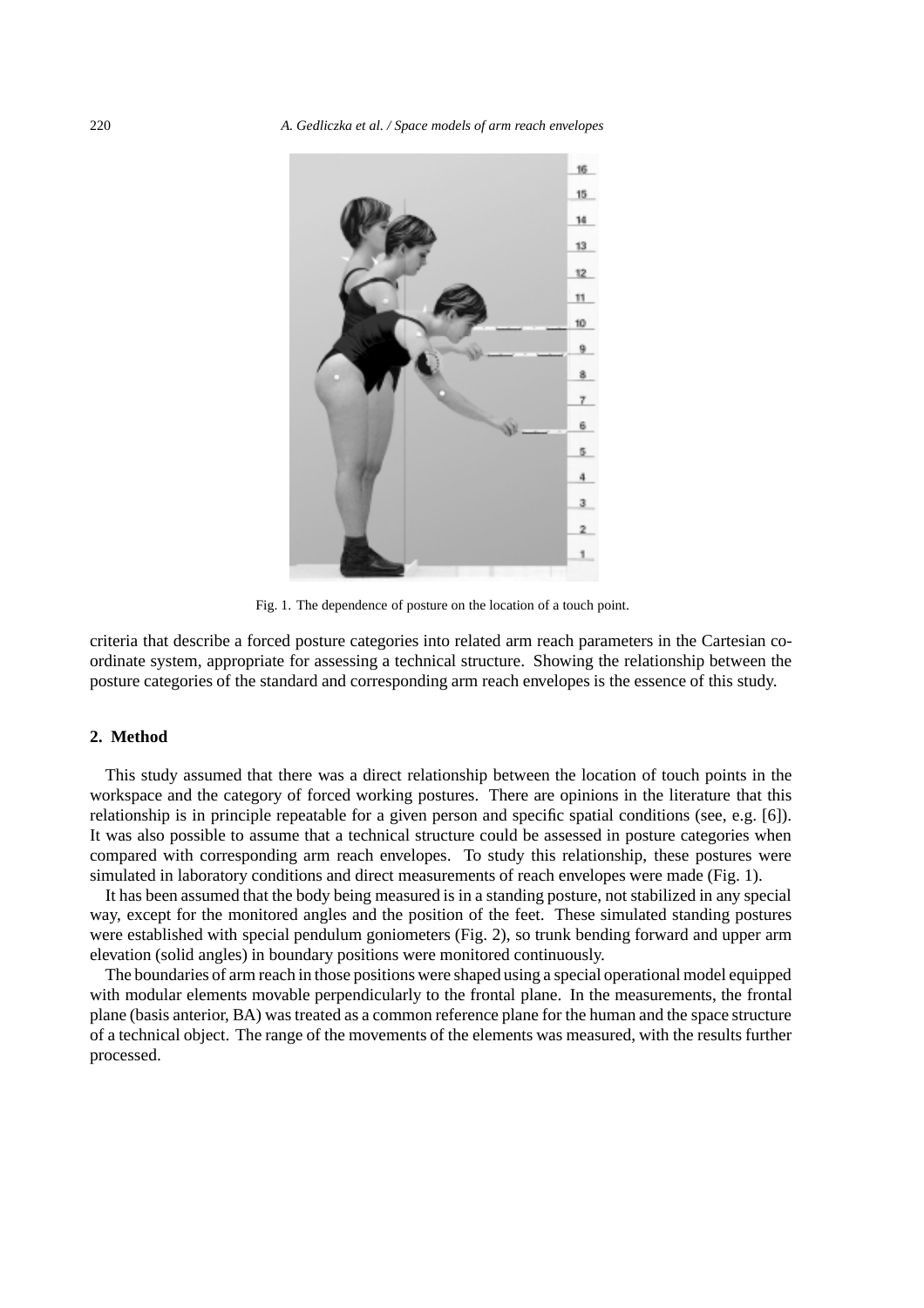Fig. 1. The dependence of posture on the location of a touch point.

criteria that describe a forced posture categories into related arm reach parameters in the Cartesian coordinate system, appropriate for assessing a technical structure. Showing the relationship between the posture categories of the standard and corresponding arm reach envelopes is the essence of this study.

## 2. Method

This study assumed that there was a direct relationship between the location of touch points in the workspace and the category of forced working postures. There are opinions in the literature that this relationship is in principle repeatable for a given person and specific spatial conditions (see, e.g. [6]). It was also possible to assume that a technical structure could be assessed in posture categories when compared with corresponding arm reach envelopes. To study this relationship, these postures were simulated in laboratory conditions and direct measurements of reach envelopes were made (Fig. 1).

It has been assumed that the body being measured is in a standing posture, not stabilized in any special way, except for the monitored angles and the position of the feet. These simulated standing postures were established with special pendulum goniometers (Fig. 2), so trunk bending forward and upper arm elevation (solid angles) in boundary positions were monitored continuously.

The boundaries of arm reach in those positions were shaped using a special operational model equipped with modular elements movable perpendicularly to the frontal plane. In the measurements, the frontal plane (basis anterior, BA) was treated as a common reference plane for the human and the space structure of a technical object. The range of the movements of the elements was measured, with the results further processed.